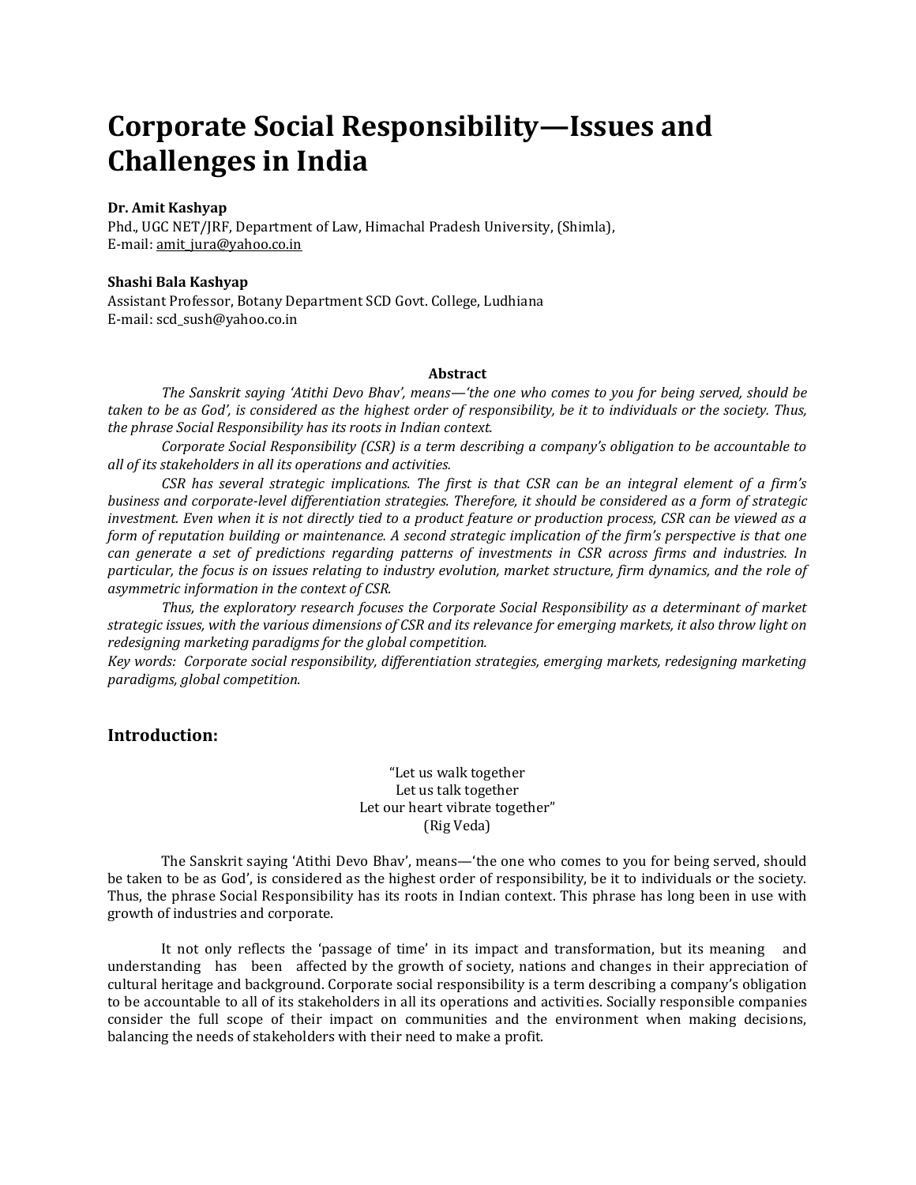# Corporate Social Responsibility—Issues and Challenges in India

**Dr. Amit Kashyap**
Phd., UGC NET/JRF, Department of Law, Himachal Pradesh University, (Shimla),
E-mail: amit_jura@yahoo.co.in

**Shashi Bala Kashyap**
Assistant Professor, Botany Department SCD Govt. College, Ludhiana
E-mail: scd_sush@yahoo.co.in

**Abstract**

*The Sanskrit saying 'Atithi Devo Bhav', means—'the one who comes to you for being served, should be taken to be as God', is considered as the highest order of responsibility, be it to individuals or the society. Thus, the phrase Social Responsibility has its roots in Indian context.*

*Corporate Social Responsibility (CSR) is a term describing a company's obligation to be accountable to all of its stakeholders in all its operations and activities.*

*CSR has several strategic implications. The first is that CSR can be an integral element of a firm's business and corporate-level differentiation strategies. Therefore, it should be considered as a form of strategic investment. Even when it is not directly tied to a product feature or production process, CSR can be viewed as a form of reputation building or maintenance. A second strategic implication of the firm's perspective is that one can generate a set of predictions regarding patterns of investments in CSR across firms and industries. In particular, the focus is on issues relating to industry evolution, market structure, firm dynamics, and the role of asymmetric information in the context of CSR.*

*Thus, the exploratory research focuses the Corporate Social Responsibility as a determinant of market strategic issues, with the various dimensions of CSR and its relevance for emerging markets, it also throw light on redesigning marketing paradigms for the global competition.*

*Key words: Corporate social responsibility, differentiation strategies, emerging markets, redesigning marketing paradigms, global competition.*

## Introduction:

"Let us walk together
Let us talk together
Let our heart vibrate together"
(Rig Veda)

The Sanskrit saying 'Atithi Devo Bhav', means—'the one who comes to you for being served, should be taken to be as God', is considered as the highest order of responsibility, be it to individuals or the society. Thus, the phrase Social Responsibility has its roots in Indian context. This phrase has long been in use with growth of industries and corporate.

It not only reflects the 'passage of time' in its impact and transformation, but its meaning and understanding has been affected by the growth of society, nations and changes in their appreciation of cultural heritage and background. Corporate social responsibility is a term describing a company's obligation to be accountable to all of its stakeholders in all its operations and activities. Socially responsible companies consider the full scope of their impact on communities and the environment when making decisions, balancing the needs of stakeholders with their need to make a profit.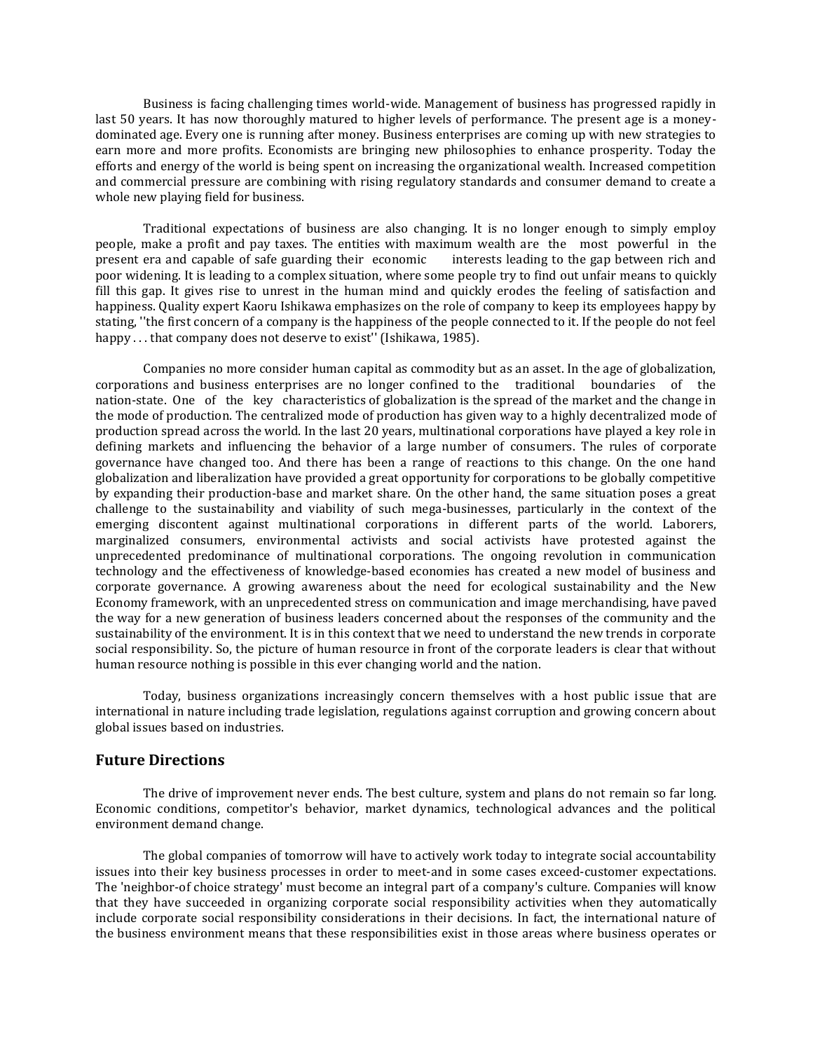Business is facing challenging times world-wide. Management of business has progressed rapidly in last 50 years. It has now thoroughly matured to higher levels of performance. The present age is a money-dominated age. Every one is running after money. Business enterprises are coming up with new strategies to earn more and more profits. Economists are bringing new philosophies to enhance prosperity. Today the efforts and energy of the world is being spent on increasing the organizational wealth. Increased competition and commercial pressure are combining with rising regulatory standards and consumer demand to create a whole new playing field for business.

Traditional expectations of business are also changing. It is no longer enough to simply employ people, make a profit and pay taxes. The entities with maximum wealth are the most powerful in the present era and capable of safe guarding their economic interests leading to the gap between rich and poor widening. It is leading to a complex situation, where some people try to find out unfair means to quickly fill this gap. It gives rise to unrest in the human mind and quickly erodes the feeling of satisfaction and happiness. Quality expert Kaoru Ishikawa emphasizes on the role of company to keep its employees happy by stating, ''the first concern of a company is the happiness of the people connected to it. If the people do not feel happy . . . that company does not deserve to exist'' (Ishikawa, 1985).

Companies no more consider human capital as commodity but as an asset. In the age of globalization, corporations and business enterprises are no longer confined to the traditional boundaries of the nation-state. One of the key characteristics of globalization is the spread of the market and the change in the mode of production. The centralized mode of production has given way to a highly decentralized mode of production spread across the world. In the last 20 years, multinational corporations have played a key role in defining markets and influencing the behavior of a large number of consumers. The rules of corporate governance have changed too. And there has been a range of reactions to this change. On the one hand globalization and liberalization have provided a great opportunity for corporations to be globally competitive by expanding their production-base and market share. On the other hand, the same situation poses a great challenge to the sustainability and viability of such mega-businesses, particularly in the context of the emerging discontent against multinational corporations in different parts of the world. Laborers, marginalized consumers, environmental activists and social activists have protested against the unprecedented predominance of multinational corporations. The ongoing revolution in communication technology and the effectiveness of knowledge-based economies has created a new model of business and corporate governance. A growing awareness about the need for ecological sustainability and the New Economy framework, with an unprecedented stress on communication and image merchandising, have paved the way for a new generation of business leaders concerned about the responses of the community and the sustainability of the environment. It is in this context that we need to understand the new trends in corporate social responsibility. So, the picture of human resource in front of the corporate leaders is clear that without human resource nothing is possible in this ever changing world and the nation.

Today, business organizations increasingly concern themselves with a host public issue that are international in nature including trade legislation, regulations against corruption and growing concern about global issues based on industries.

## Future Directions

The drive of improvement never ends. The best culture, system and plans do not remain so far long. Economic conditions, competitor's behavior, market dynamics, technological advances and the political environment demand change.

The global companies of tomorrow will have to actively work today to integrate social accountability issues into their key business processes in order to meet-and in some cases exceed-customer expectations. The 'neighbor-of choice strategy' must become an integral part of a company's culture. Companies will know that they have succeeded in organizing corporate social responsibility activities when they automatically include corporate social responsibility considerations in their decisions. In fact, the international nature of the business environment means that these responsibilities exist in those areas where business operates or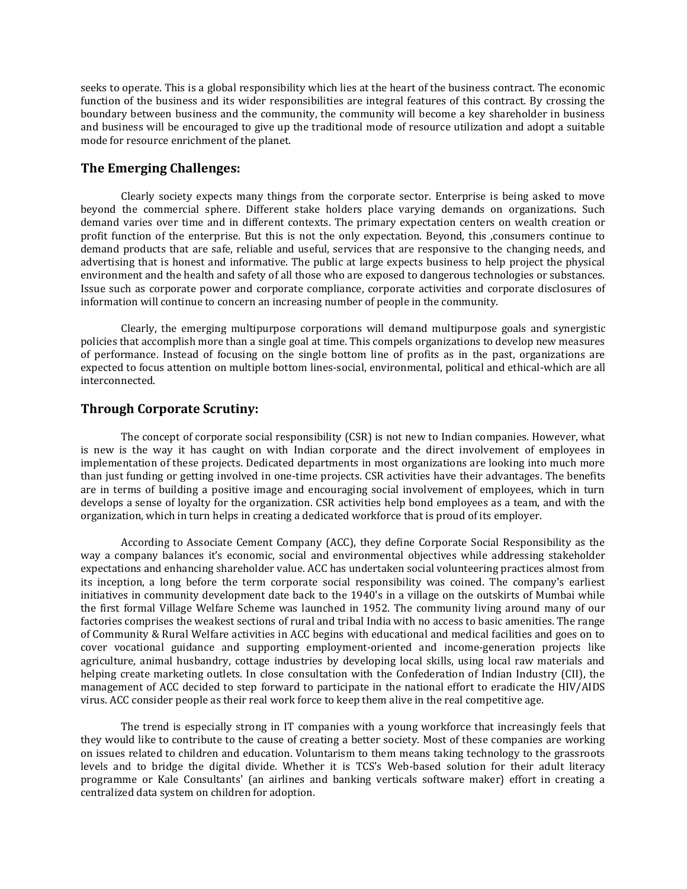seeks to operate. This is a global responsibility which lies at the heart of the business contract. The economic function of the business and its wider responsibilities are integral features of this contract. By crossing the boundary between business and the community, the community will become a key shareholder in business and business will be encouraged to give up the traditional mode of resource utilization and adopt a suitable mode for resource enrichment of the planet.

## The Emerging Challenges:

Clearly society expects many things from the corporate sector. Enterprise is being asked to move beyond the commercial sphere. Different stake holders place varying demands on organizations. Such demand varies over time and in different contexts. The primary expectation centers on wealth creation or profit function of the enterprise. But this is not the only expectation. Beyond, this ,consumers continue to demand products that are safe, reliable and useful, services that are responsive to the changing needs, and advertising that is honest and informative. The public at large expects business to help project the physical environment and the health and safety of all those who are exposed to dangerous technologies or substances. Issue such as corporate power and corporate compliance, corporate activities and corporate disclosures of information will continue to concern an increasing number of people in the community.

Clearly, the emerging multipurpose corporations will demand multipurpose goals and synergistic policies that accomplish more than a single goal at time. This compels organizations to develop new measures of performance. Instead of focusing on the single bottom line of profits as in the past, organizations are expected to focus attention on multiple bottom lines-social, environmental, political and ethical-which are all interconnected.

## Through Corporate Scrutiny:

The concept of corporate social responsibility (CSR) is not new to Indian companies. However, what is new is the way it has caught on with Indian corporate and the direct involvement of employees in implementation of these projects. Dedicated departments in most organizations are looking into much more than just funding or getting involved in one-time projects. CSR activities have their advantages. The benefits are in terms of building a positive image and encouraging social involvement of employees, which in turn develops a sense of loyalty for the organization. CSR activities help bond employees as a team, and with the organization, which in turn helps in creating a dedicated workforce that is proud of its employer.

According to Associate Cement Company (ACC), they define Corporate Social Responsibility as the way a company balances it's economic, social and environmental objectives while addressing stakeholder expectations and enhancing shareholder value. ACC has undertaken social volunteering practices almost from its inception, a long before the term corporate social responsibility was coined. The company's earliest initiatives in community development date back to the 1940's in a village on the outskirts of Mumbai while the first formal Village Welfare Scheme was launched in 1952. The community living around many of our factories comprises the weakest sections of rural and tribal India with no access to basic amenities. The range of Community & Rural Welfare activities in ACC begins with educational and medical facilities and goes on to cover vocational guidance and supporting employment-oriented and income-generation projects like agriculture, animal husbandry, cottage industries by developing local skills, using local raw materials and helping create marketing outlets. In close consultation with the Confederation of Indian Industry (CII), the management of ACC decided to step forward to participate in the national effort to eradicate the HIV/AIDS virus. ACC consider people as their real work force to keep them alive in the real competitive age.

The trend is especially strong in IT companies with a young workforce that increasingly feels that they would like to contribute to the cause of creating a better society. Most of these companies are working on issues related to children and education. Voluntarism to them means taking technology to the grassroots levels and to bridge the digital divide. Whether it is TCS's Web-based solution for their adult literacy programme or Kale Consultants' (an airlines and banking verticals software maker) effort in creating a centralized data system on children for adoption.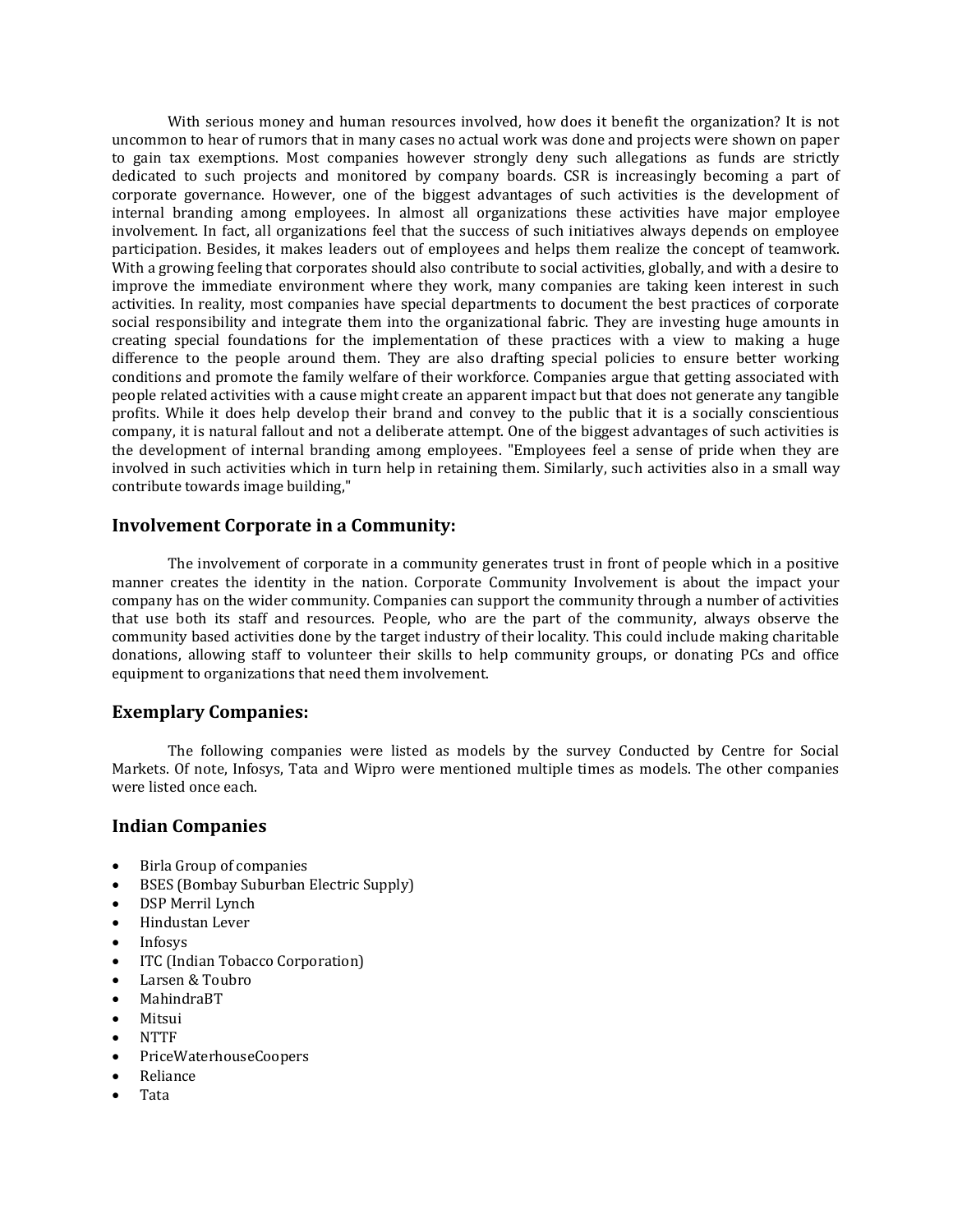With serious money and human resources involved, how does it benefit the organization? It is not uncommon to hear of rumors that in many cases no actual work was done and projects were shown on paper to gain tax exemptions. Most companies however strongly deny such allegations as funds are strictly dedicated to such projects and monitored by company boards. CSR is increasingly becoming a part of corporate governance. However, one of the biggest advantages of such activities is the development of internal branding among employees. In almost all organizations these activities have major employee involvement. In fact, all organizations feel that the success of such initiatives always depends on employee participation. Besides, it makes leaders out of employees and helps them realize the concept of teamwork. With a growing feeling that corporates should also contribute to social activities, globally, and with a desire to improve the immediate environment where they work, many companies are taking keen interest in such activities. In reality, most companies have special departments to document the best practices of corporate social responsibility and integrate them into the organizational fabric. They are investing huge amounts in creating special foundations for the implementation of these practices with a view to making a huge difference to the people around them. They are also drafting special policies to ensure better working conditions and promote the family welfare of their workforce. Companies argue that getting associated with people related activities with a cause might create an apparent impact but that does not generate any tangible profits. While it does help develop their brand and convey to the public that it is a socially conscientious company, it is natural fallout and not a deliberate attempt. One of the biggest advantages of such activities is the development of internal branding among employees. "Employees feel a sense of pride when they are involved in such activities which in turn help in retaining them. Similarly, such activities also in a small way contribute towards image building,"

## Involvement Corporate in a Community:

The involvement of corporate in a community generates trust in front of people which in a positive manner creates the identity in the nation. Corporate Community Involvement is about the impact your company has on the wider community. Companies can support the community through a number of activities that use both its staff and resources. People, who are the part of the community, always observe the community based activities done by the target industry of their locality. This could include making charitable donations, allowing staff to volunteer their skills to help community groups, or donating PCs and office equipment to organizations that need them involvement.

## Exemplary Companies:

The following companies were listed as models by the survey Conducted by Centre for Social Markets. Of note, Infosys, Tata and Wipro were mentioned multiple times as models. The other companies were listed once each.

## Indian Companies

- Birla Group of companies
- BSES (Bombay Suburban Electric Supply)
- DSP Merril Lynch
- Hindustan Lever
- Infosys
- ITC (Indian Tobacco Corporation)
- Larsen & Toubro
- MahindraBT
- Mitsui
- NTTF
- PriceWaterhouseCoopers
- Reliance
- Tata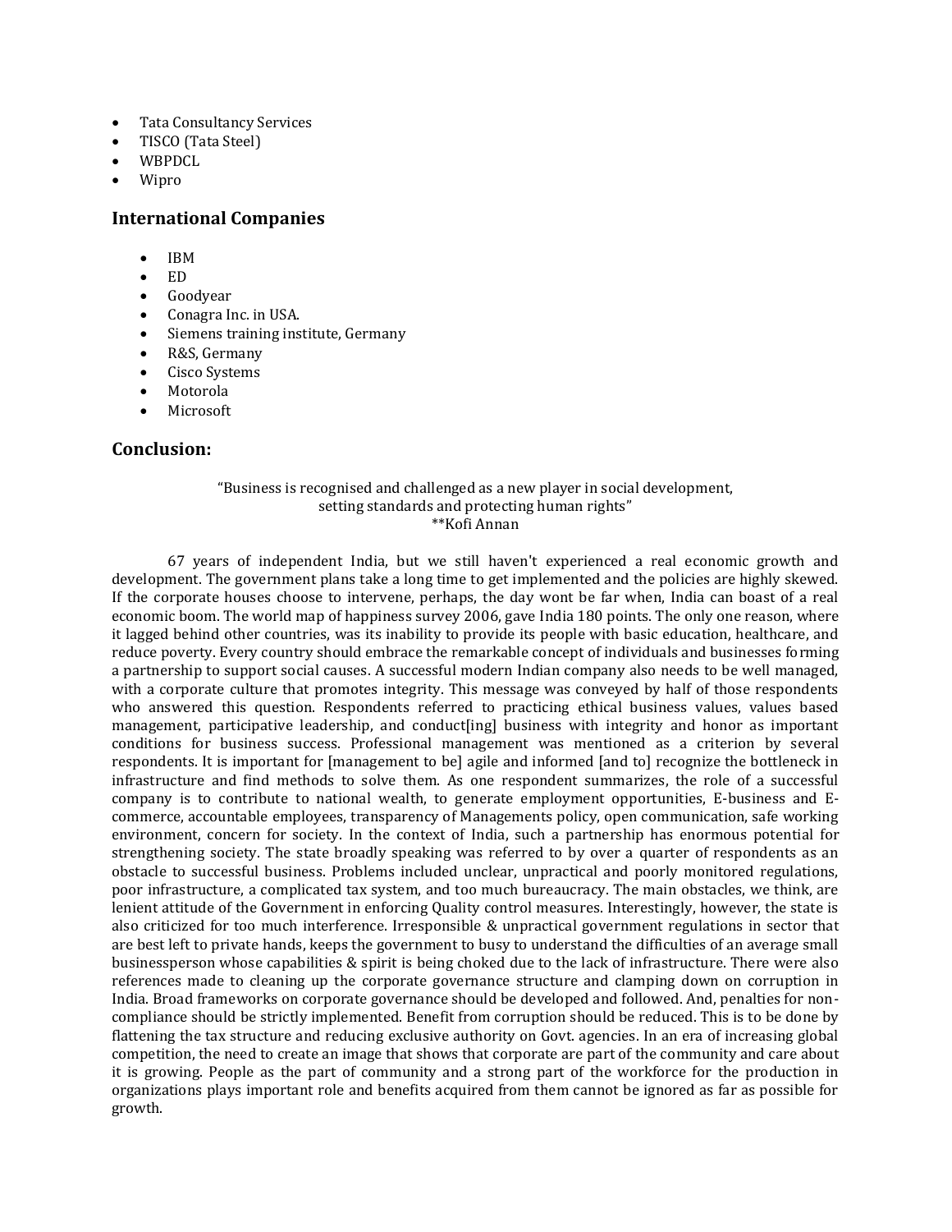- Tata Consultancy Services
- TISCO (Tata Steel)
- WBPDCL
- Wipro

## International Companies

- IBM
- ED
- Goodyear
- Conagra Inc. in USA.
- Siemens training institute, Germany
- R&S, Germany
- Cisco Systems
- Motorola
- Microsoft

## Conclusion:

> "Business is recognised and challenged as a new player in social development, setting standards and protecting human rights"
> **Kofi Annan

67 years of independent India, but we still haven't experienced a real economic growth and development. The government plans take a long time to get implemented and the policies are highly skewed. If the corporate houses choose to intervene, perhaps, the day wont be far when, India can boast of a real economic boom. The world map of happiness survey 2006, gave India 180 points. The only one reason, where it lagged behind other countries, was its inability to provide its people with basic education, healthcare, and reduce poverty. Every country should embrace the remarkable concept of individuals and businesses forming a partnership to support social causes. A successful modern Indian company also needs to be well managed, with a corporate culture that promotes integrity. This message was conveyed by half of those respondents who answered this question. Respondents referred to practicing ethical business values, values based management, participative leadership, and conduct[ing] business with integrity and honor as important conditions for business success. Professional management was mentioned as a criterion by several respondents. It is important for [management to be] agile and informed [and to] recognize the bottleneck in infrastructure and find methods to solve them. As one respondent summarizes, the role of a successful company is to contribute to national wealth, to generate employment opportunities, E-business and E-commerce, accountable employees, transparency of Managements policy, open communication, safe working environment, concern for society. In the context of India, such a partnership has enormous potential for strengthening society. The state broadly speaking was referred to by over a quarter of respondents as an obstacle to successful business. Problems included unclear, unpractical and poorly monitored regulations, poor infrastructure, a complicated tax system, and too much bureaucracy. The main obstacles, we think, are lenient attitude of the Government in enforcing Quality control measures. Interestingly, however, the state is also criticized for too much interference. Irresponsible & unpractical government regulations in sector that are best left to private hands, keeps the government to busy to understand the difficulties of an average small businessperson whose capabilities & spirit is being choked due to the lack of infrastructure. There were also references made to cleaning up the corporate governance structure and clamping down on corruption in India. Broad frameworks on corporate governance should be developed and followed. And, penalties for non-compliance should be strictly implemented. Benefit from corruption should be reduced. This is to be done by flattening the tax structure and reducing exclusive authority on Govt. agencies. In an era of increasing global competition, the need to create an image that shows that corporate are part of the community and care about it is growing. People as the part of community and a strong part of the workforce for the production in organizations plays important role and benefits acquired from them cannot be ignored as far as possible for growth.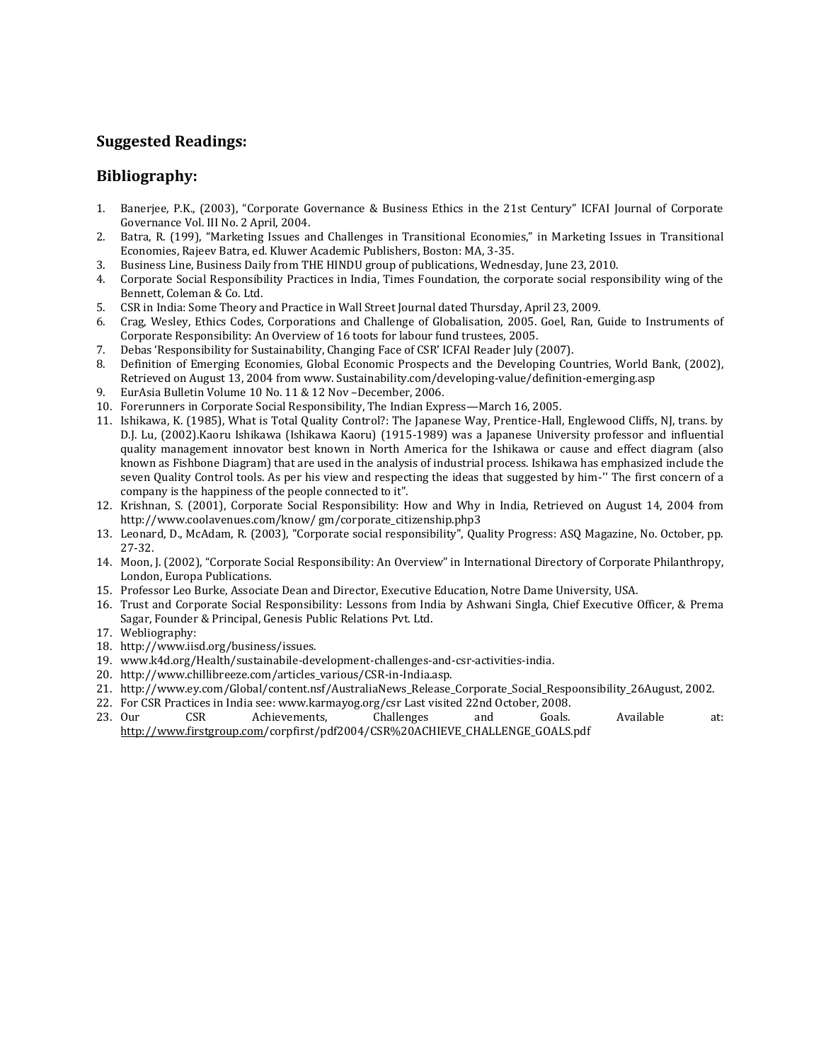## Suggested Readings:

## Bibliography:

1. Banerjee, P.K., (2003), "Corporate Governance & Business Ethics in the 21st Century" ICFAI Journal of Corporate Governance Vol. III No. 2 April, 2004.
2. Batra, R. (199), "Marketing Issues and Challenges in Transitional Economies," in Marketing Issues in Transitional Economies, Rajeev Batra, ed. Kluwer Academic Publishers, Boston: MA, 3-35.
3. Business Line, Business Daily from THE HINDU group of publications, Wednesday, June 23, 2010.
4. Corporate Social Responsibility Practices in India, Times Foundation, the corporate social responsibility wing of the Bennett, Coleman & Co. Ltd.
5. CSR in India: Some Theory and Practice in Wall Street Journal dated Thursday, April 23, 2009.
6. Crag, Wesley, Ethics Codes, Corporations and Challenge of Globalisation, 2005. Goel, Ran, Guide to Instruments of Corporate Responsibility: An Overview of 16 toots for labour fund trustees, 2005.
7. Debas 'Responsibility for Sustainability, Changing Face of CSR' ICFAI Reader July (2007).
8. Definition of Emerging Economies, Global Economic Prospects and the Developing Countries, World Bank, (2002), Retrieved on August 13, 2004 from www. Sustainability.com/developing-value/definition-emerging.asp
9. EurAsia Bulletin Volume 10 No. 11 & 12 Nov –December, 2006.
10. Forerunners in Corporate Social Responsibility, The Indian Express—March 16, 2005.
11. Ishikawa, K. (1985), What is Total Quality Control?: The Japanese Way, Prentice-Hall, Englewood Cliffs, NJ, trans. by D.J. Lu, (2002).Kaoru Ishikawa (Ishikawa Kaoru) (1915-1989) was a Japanese University professor and influential quality management innovator best known in North America for the Ishikawa or cause and effect diagram (also known as Fishbone Diagram) that are used in the analysis of industrial process. Ishikawa has emphasized include the seven Quality Control tools. As per his view and respecting the ideas that suggested by him-'' The first concern of a company is the happiness of the people connected to it".
12. Krishnan, S. (2001), Corporate Social Responsibility: How and Why in India, Retrieved on August 14, 2004 from http://www.coolavenues.com/know/ gm/corporate_citizenship.php3
13. Leonard, D., McAdam, R. (2003), "Corporate social responsibility", Quality Progress: ASQ Magazine, No. October, pp. 27-32.
14. Moon, J. (2002), "Corporate Social Responsibility: An Overview" in International Directory of Corporate Philanthropy, London, Europa Publications.
15. Professor Leo Burke, Associate Dean and Director, Executive Education, Notre Dame University, USA.
16. Trust and Corporate Social Responsibility: Lessons from India by Ashwani Singla, Chief Executive Officer, & Prema Sagar, Founder & Principal, Genesis Public Relations Pvt. Ltd.
17. Webliography:
18. http://www.iisd.org/business/issues.
19. www.k4d.org/Health/sustainabile-development-challenges-and-csr-activities-india.
20. http://www.chillibreeze.com/articles_various/CSR-in-India.asp.
21. http://www.ey.com/Global/content.nsf/AustraliaNews_Release_Corporate_Social_Respoonsibility_26August, 2002.
22. For CSR Practices in India see: www.karmayog.org/csr Last visited 22nd October, 2008.
23. Our CSR Achievements, Challenges and Goals. Available at: http://www.firstgroup.com/corpfirst/pdf2004/CSR%20ACHIEVE_CHALLENGE_GOALS.pdf